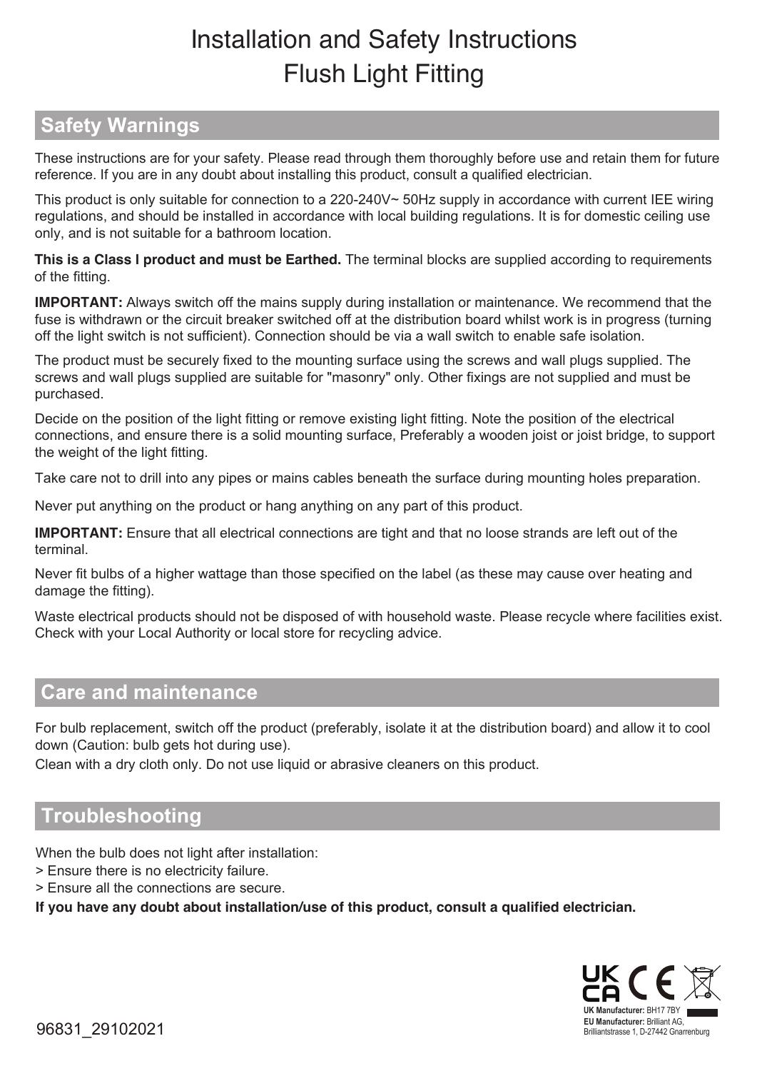# Installation and Safety Instructions
# Flush Light Fitting

## Safety Warnings

These instructions are for your safety. Please read through them thoroughly before use and retain them for future reference. If you are in any doubt about installing this product, consult a qualified electrician.

This product is only suitable for connection to a 220-240V~ 50Hz supply in accordance with current IEE wiring regulations, and should be installed in accordance with local building regulations. It is for domestic ceiling use only, and is not suitable for a bathroom location.

**This is a Class I product and must be Earthed.** The terminal blocks are supplied according to requirements of the fitting.

**IMPORTANT:** Always switch off the mains supply during installation or maintenance. We recommend that the fuse is withdrawn or the circuit breaker switched off at the distribution board whilst work is in progress (turning off the light switch is not sufficient). Connection should be via a wall switch to enable safe isolation.

The product must be securely fixed to the mounting surface using the screws and wall plugs supplied. The screws and wall plugs supplied are suitable for "masonry" only. Other fixings are not supplied and must be purchased.

Decide on the position of the light fitting or remove existing light fitting. Note the position of the electrical connections, and ensure there is a solid mounting surface, Preferably a wooden joist or joist bridge, to support the weight of the light fitting.

Take care not to drill into any pipes or mains cables beneath the surface during mounting holes preparation.

Never put anything on the product or hang anything on any part of this product.

**IMPORTANT:** Ensure that all electrical connections are tight and that no loose strands are left out of the terminal.

Never fit bulbs of a higher wattage than those specified on the label (as these may cause over heating and damage the fitting).

Waste electrical products should not be disposed of with household waste. Please recycle where facilities exist. Check with your Local Authority or local store for recycling advice.

## Care and maintenance

For bulb replacement, switch off the product (preferably, isolate it at the distribution board) and allow it to cool down (Caution: bulb gets hot during use).

Clean with a dry cloth only. Do not use liquid or abrasive cleaners on this product.

## Troubleshooting

When the bulb does not light after installation:

> Ensure there is no electricity failure.

> Ensure all the connections are secure.

**If you have any doubt about installation/use of this product, consult a qualified electrician.**

**UK Manufacturer:** BH17 7BY
**EU Manufacturer:** Brilliant AG, Brilliantstrasse 1, D-27442 Gnarrenburg

96831_29102021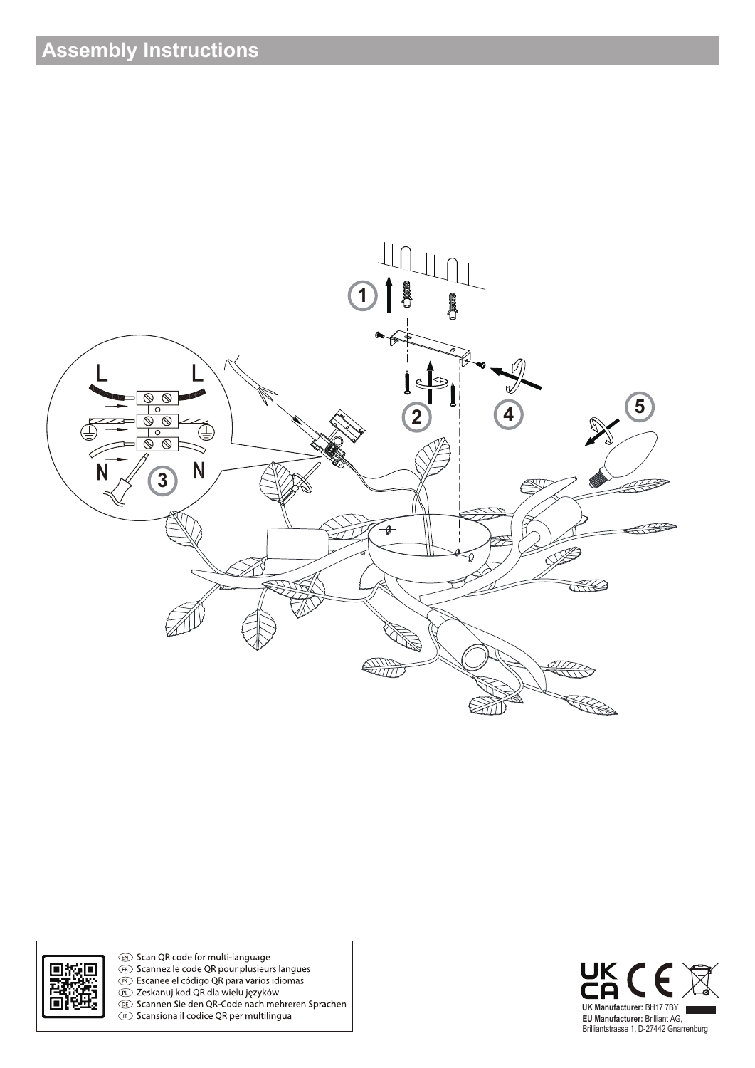# Assembly Instructions

1

2

3

4

5

L L

N N

- EN Scan QR code for multi-language
- FR Scannez le code QR pour plusieurs langues
- ES Escanee el código QR para varios idiomas
- PL Zeskanuj kod QR dla wielu języków
- DE Scannen Sie den QR-Code nach mehreren Sprachen
- IT Scansiona il codice QR per multilingua

UK CA CE

**UK Manufacturer:** BH17 7BY

**EU Manufacturer:** Brilliant AG, Brilliantstrasse 1, D-27442 Gnarrenburg